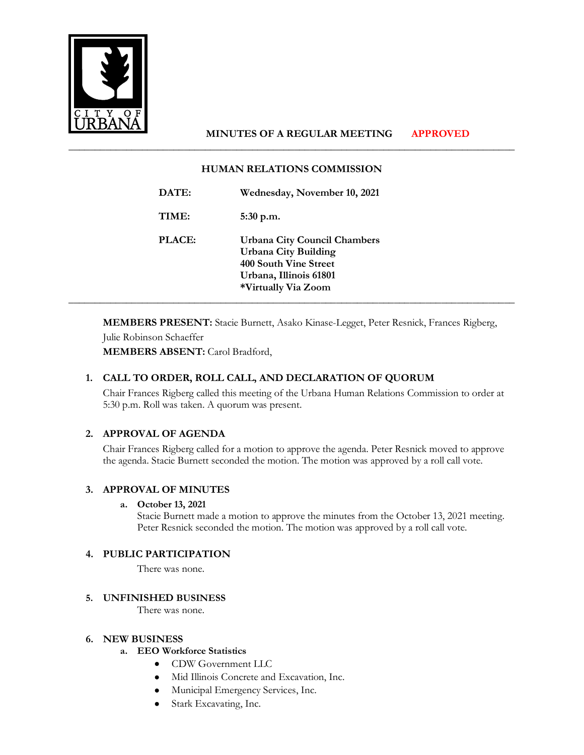CITY OF URBANA

**MINUTES OF A REGULAR MEETING** **APPROVED**

---

## HUMAN RELATIONS COMMISSION

**DATE:** Wednesday, November 10, 2021

**TIME:** 5:30 p.m.

**PLACE:** Urbana City Council Chambers
Urbana City Building
400 South Vine Street
Urbana, Illinois 61801
*Virtually Via Zoom

---

**MEMBERS PRESENT:** Stacie Burnett, Asako Kinase-Legget, Peter Resnick, Frances Rigberg, Julie Robinson Schaeffer

**MEMBERS ABSENT:** Carol Bradford,

### 1. CALL TO ORDER, ROLL CALL, AND DECLARATION OF QUORUM

Chair Frances Rigberg called this meeting of the Urbana Human Relations Commission to order at 5:30 p.m. Roll was taken. A quorum was present.

### 2. APPROVAL OF AGENDA

Chair Frances Rigberg called for a motion to approve the agenda. Peter Resnick moved to approve the agenda. Stacie Burnett seconded the motion. The motion was approved by a roll call vote.

### 3. APPROVAL OF MINUTES

**a. October 13, 2021**

Stacie Burnett made a motion to approve the minutes from the October 13, 2021 meeting. Peter Resnick seconded the motion. The motion was approved by a roll call vote.

### 4. PUBLIC PARTICIPATION

There was none.

### 5. UNFINISHED BUSINESS

There was none.

### 6. NEW BUSINESS

**a. EEO Workforce Statistics**

- CDW Government LLC
- Mid Illinois Concrete and Excavation, Inc.
- Municipal Emergency Services, Inc.
- Stark Excavating, Inc.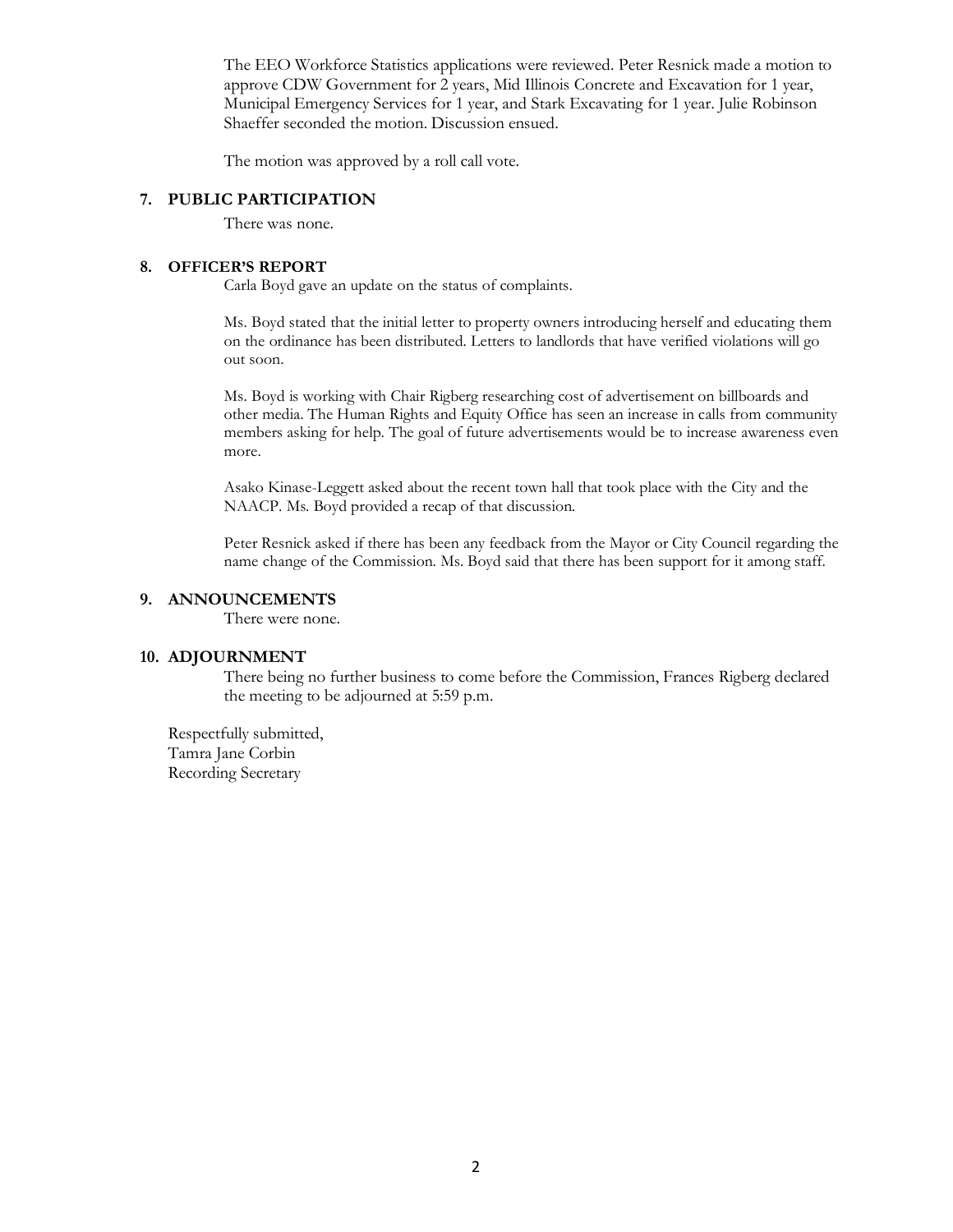The EEO Workforce Statistics applications were reviewed. Peter Resnick made a motion to approve CDW Government for 2 years, Mid Illinois Concrete and Excavation for 1 year, Municipal Emergency Services for 1 year, and Stark Excavating for 1 year. Julie Robinson Shaeffer seconded the motion. Discussion ensued.

The motion was approved by a roll call vote.

**7. PUBLIC PARTICIPATION**

There was none.

**8. OFFICER'S REPORT**

Carla Boyd gave an update on the status of complaints.

Ms. Boyd stated that the initial letter to property owners introducing herself and educating them on the ordinance has been distributed. Letters to landlords that have verified violations will go out soon.

Ms. Boyd is working with Chair Rigberg researching cost of advertisement on billboards and other media. The Human Rights and Equity Office has seen an increase in calls from community members asking for help. The goal of future advertisements would be to increase awareness even more.

Asako Kinase-Leggett asked about the recent town hall that took place with the City and the NAACP. Ms. Boyd provided a recap of that discussion.

Peter Resnick asked if there has been any feedback from the Mayor or City Council regarding the name change of the Commission. Ms. Boyd said that there has been support for it among staff.

**9. ANNOUNCEMENTS**

There were none.

**10. ADJOURNMENT**

There being no further business to come before the Commission, Frances Rigberg declared the meeting to be adjourned at 5:59 p.m.

Respectfully submitted,
Tamra Jane Corbin
Recording Secretary